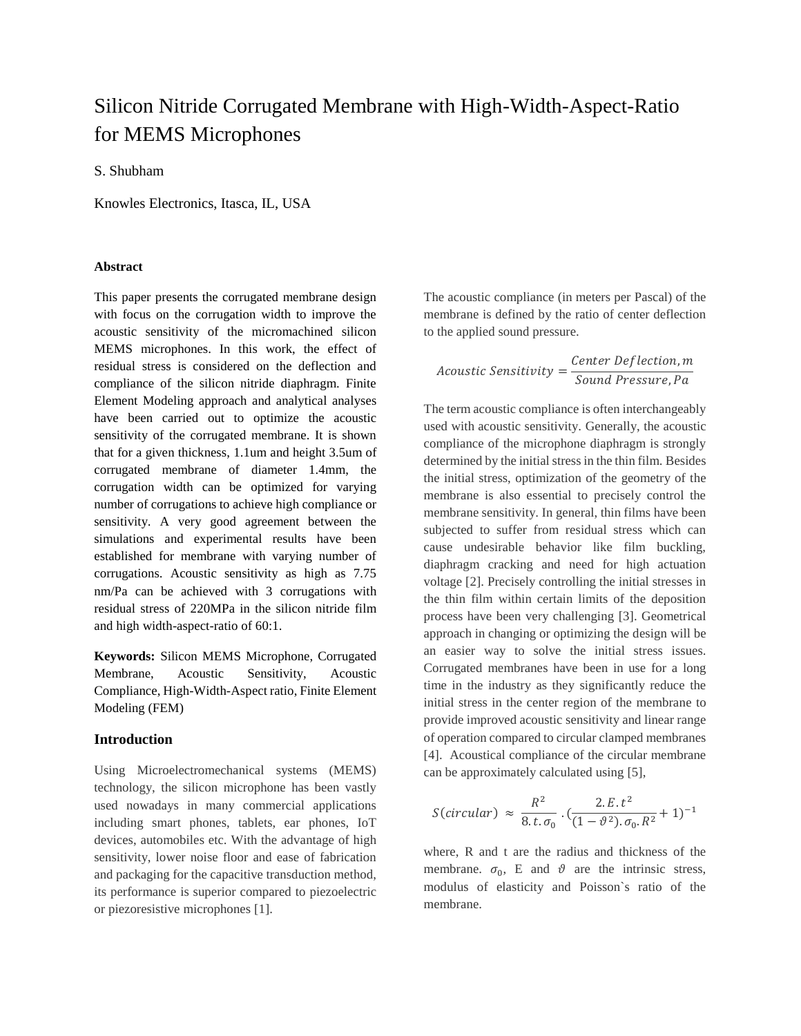# Silicon Nitride Corrugated Membrane with High-Width-Aspect-Ratio for MEMS Microphones

S. Shubham

Knowles Electronics, Itasca, IL, USA

### Abstract

This paper presents the corrugated membrane design with focus on the corrugation width to improve the acoustic sensitivity of the micromachined silicon MEMS microphones. In this work, the effect of residual stress is considered on the deflection and compliance of the silicon nitride diaphragm. Finite Element Modeling approach and analytical analyses have been carried out to optimize the acoustic sensitivity of the corrugated membrane. It is shown that for a given thickness, 1.1um and height 3.5um of corrugated membrane of diameter 1.4mm, the corrugation width can be optimized for varying number of corrugations to achieve high compliance or sensitivity. A very good agreement between the simulations and experimental results have been established for membrane with varying number of corrugations. Acoustic sensitivity as high as 7.75 nm/Pa can be achieved with 3 corrugations with residual stress of 220MPa in the silicon nitride film and high width-aspect-ratio of 60:1.

**Keywords:** Silicon MEMS Microphone, Corrugated Membrane, Acoustic Sensitivity, Acoustic Compliance, High-Width-Aspect ratio, Finite Element Modeling (FEM)

## Introduction

Using Microelectromechanical systems (MEMS) technology, the silicon microphone has been vastly used nowadays in many commercial applications including smart phones, tablets, ear phones, IoT devices, automobiles etc. With the advantage of high sensitivity, lower noise floor and ease of fabrication and packaging for the capacitive transduction method, its performance is superior compared to piezoelectric or piezoresistive microphones [1].

The acoustic compliance (in meters per Pascal) of the membrane is defined by the ratio of center deflection to the applied sound pressure.

$$Acoustic\ Sensitivity = \frac{Center\ Deflection, m}{Sound\ Pressure, Pa}$$

The term acoustic compliance is often interchangeably used with acoustic sensitivity. Generally, the acoustic compliance of the microphone diaphragm is strongly determined by the initial stress in the thin film. Besides the initial stress, optimization of the geometry of the membrane is also essential to precisely control the membrane sensitivity. In general, thin films have been subjected to suffer from residual stress which can cause undesirable behavior like film buckling, diaphragm cracking and need for high actuation voltage [2]. Precisely controlling the initial stresses in the thin film within certain limits of the deposition process have been very challenging [3]. Geometrical approach in changing or optimizing the design will be an easier way to solve the initial stress issues. Corrugated membranes have been in use for a long time in the industry as they significantly reduce the initial stress in the center region of the membrane to provide improved acoustic sensitivity and linear range of operation compared to circular clamped membranes [4]. Acoustical compliance of the circular membrane can be approximately calculated using [5],

$$S(circular) \approx \frac{R^2}{8.t.\sigma_0} \cdot \left(\frac{2.E.t^2}{(1-\vartheta^2).\sigma_0.R^2} + 1\right)^{-1}$$

where, R and t are the radius and thickness of the membrane. $\sigma_0$, E and $\vartheta$ are the intrinsic stress, modulus of elasticity and Poisson`s ratio of the membrane.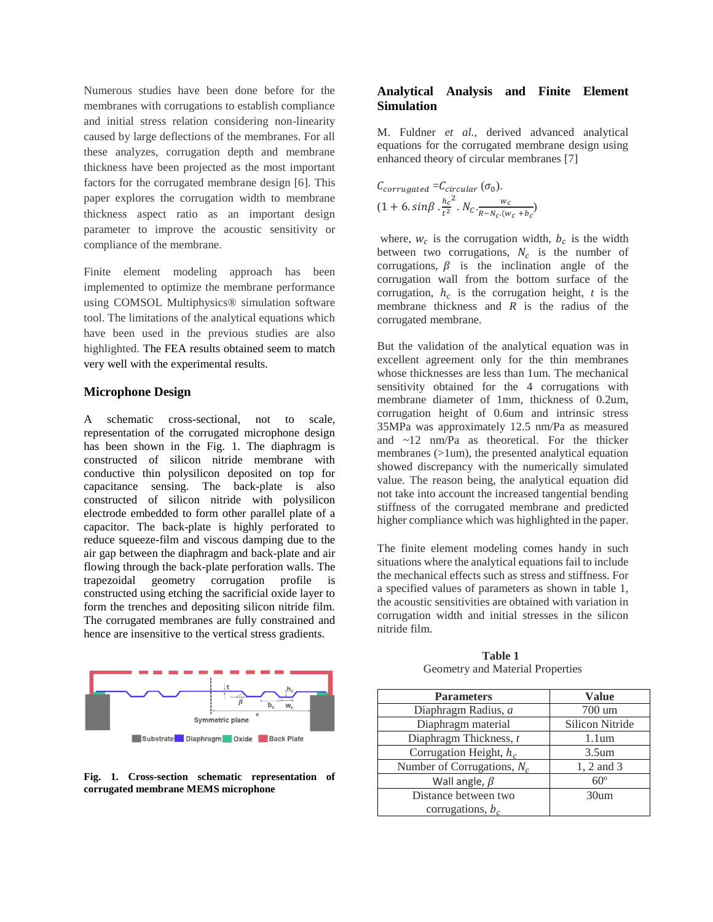Numerous studies have been done before for the membranes with corrugations to establish compliance and initial stress relation considering non-linearity caused by large deflections of the membranes. For all these analyzes, corrugation depth and membrane thickness have been projected as the most important factors for the corrugated membrane design [6]. This paper explores the corrugation width to membrane thickness aspect ratio as an important design parameter to improve the acoustic sensitivity or compliance of the membrane.

Finite element modeling approach has been implemented to optimize the membrane performance using COMSOL Multiphysics® simulation software tool. The limitations of the analytical equations which have been used in the previous studies are also highlighted. The FEA results obtained seem to match very well with the experimental results.

## Microphone Design

A schematic cross-sectional, not to scale, representation of the corrugated microphone design has been shown in the Fig. 1. The diaphragm is constructed of silicon nitride membrane with conductive thin polysilicon deposited on top for capacitance sensing. The back-plate is also constructed of silicon nitride with polysilicon electrode embedded to form other parallel plate of a capacitor. The back-plate is highly perforated to reduce squeeze-film and viscous damping due to the air gap between the diaphragm and back-plate and air flowing through the back-plate perforation walls. The trapezoidal geometry corrugation profile is constructed using etching the sacrificial oxide layer to form the trenches and depositing silicon nitride film. The corrugated membranes are fully constrained and hence are insensitive to the vertical stress gradients.

**Fig. 1. Cross-section schematic representation of corrugated membrane MEMS microphone**

## Analytical Analysis and Finite Element Simulation

M. Fuldner *et al.*, derived advanced analytical equations for the corrugated membrane design using enhanced theory of circular membranes [7]

$$C_{corrugated} = C_{circular}\,(\sigma_0).\left(1 + 6.\sin\beta\,.\frac{h_c^{\,2}}{t^2}\,.\,N_c.\frac{w_c}{R - N_c.(w_c + b_c)}\right)$$

where, $w_c$ is the corrugation width, $b_c$ is the width between two corrugations, $N_c$ is the number of corrugations, $\beta$ is the inclination angle of the corrugation wall from the bottom surface of the corrugation, $h_c$ is the corrugation height, $t$ is the membrane thickness and $R$ is the radius of the corrugated membrane.

But the validation of the analytical equation was in excellent agreement only for the thin membranes whose thicknesses are less than 1um. The mechanical sensitivity obtained for the 4 corrugations with membrane diameter of 1mm, thickness of 0.2um, corrugation height of 0.6um and intrinsic stress 35MPa was approximately 12.5 nm/Pa as measured and ~12 nm/Pa as theoretical. For the thicker membranes (>1um), the presented analytical equation showed discrepancy with the numerically simulated value. The reason being, the analytical equation did not take into account the increased tangential bending stiffness of the corrugated membrane and predicted higher compliance which was highlighted in the paper.

The finite element modeling comes handy in such situations where the analytical equations fail to include the mechanical effects such as stress and stiffness. For a specified values of parameters as shown in table 1, the acoustic sensitivities are obtained with variation in corrugation width and initial stresses in the silicon nitride film.

**Table 1**
Geometry and Material Properties

| Parameters | Value |
|---|---|
| Diaphragm Radius, $a$ | 700 um |
| Diaphragm material | Silicon Nitride |
| Diaphragm Thickness, $t$ | 1.1um |
| Corrugation Height, $h_c$ | 3.5um |
| Number of Corrugations, $N_c$ | 1, 2 and 3 |
| Wall angle, $\beta$ | 60º |
| Distance between two corrugations, $b_c$ | 30um |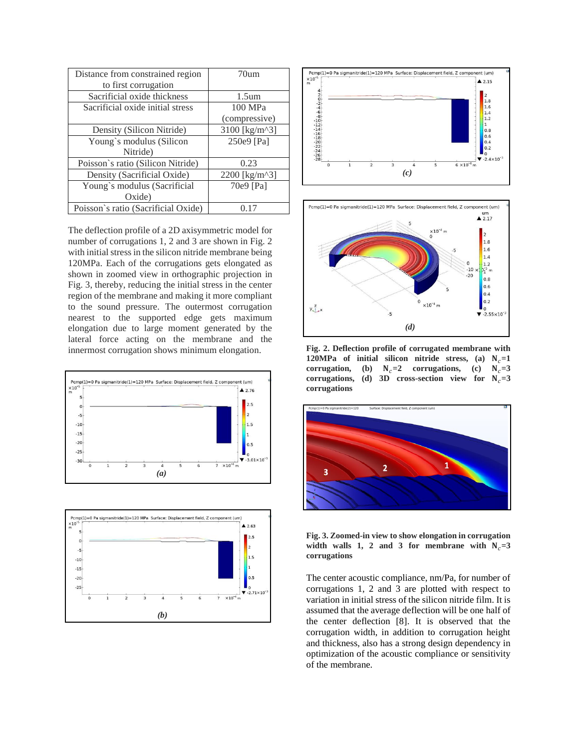| Distance from constrained region to first corrugation | 70um |
|---|---|
| Sacrificial oxide thickness | 1.5um |
| Sacrificial oxide initial stress | 100 MPa (compressive) |
| Density (Silicon Nitride) | 3100 [kg/m^3] |
| Young`s modulus (Silicon Nitride) | 250e9 [Pa] |
| Poisson`s ratio (Silicon Nitride) | 0.23 |
| Density (Sacrificial Oxide) | 2200 [kg/m^3] |
| Young`s modulus (Sacrificial Oxide) | 70e9 [Pa] |
| Poisson`s ratio (Sacrificial Oxide) | 0.17 |

The deflection profile of a 2D axisymmetric model for number of corrugations 1, 2 and 3 are shown in Fig. 2 with initial stress in the silicon nitride membrane being 120MPa. Each of the corrugations gets elongated as shown in zoomed view in orthographic projection in Fig. 3, thereby, reducing the initial stress in the center region of the membrane and making it more compliant to the sound pressure. The outermost corrugation nearest to the supported edge gets maximum elongation due to large moment generated by the lateral force acting on the membrane and the innermost corrugation shows minimum elongation.

**Fig. 2. Deflection profile of corrugated membrane with 120MPa of initial silicon nitride stress, (a) $N_c$=1 corrugation, (b) $N_c$=2 corrugations, (c) $N_c$=3 corrugations, (d) 3D cross-section view for $N_c$=3 corrugations**

**Fig. 3. Zoomed-in view to show elongation in corrugation width walls 1, 2 and 3 for membrane with $N_c$=3 corrugations**

The center acoustic compliance, nm/Pa, for number of corrugations 1, 2 and 3 are plotted with respect to variation in initial stress of the silicon nitride film. It is assumed that the average deflection will be one half of the center deflection [8]. It is observed that the corrugation width, in addition to corrugation height and thickness, also has a strong design dependency in optimization of the acoustic compliance or sensitivity of the membrane.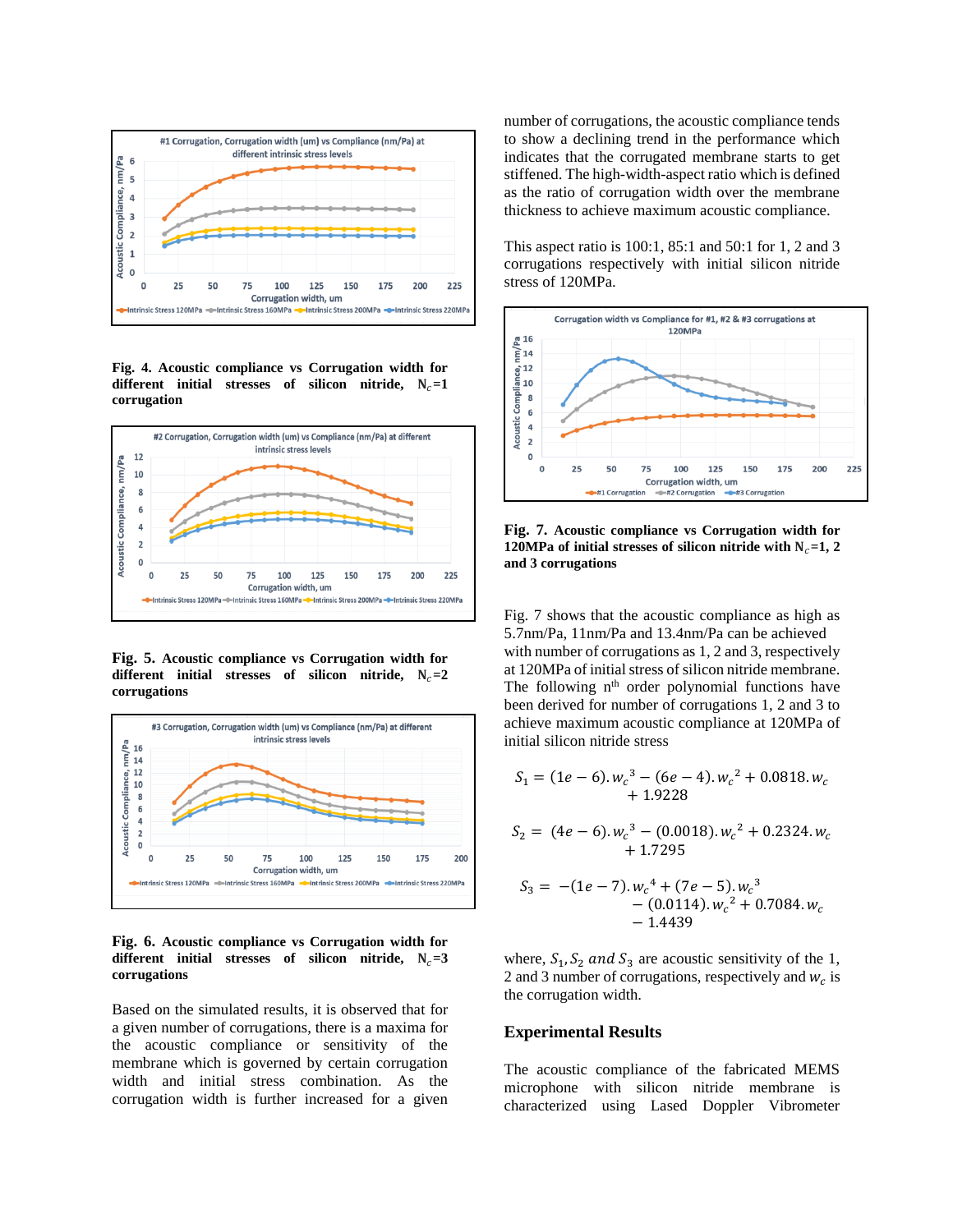**Fig. 4. Acoustic compliance vs Corrugation width for different initial stresses of silicon nitride, $N_c$=1 corrugation**

**Fig. 5. Acoustic compliance vs Corrugation width for different initial stresses of silicon nitride, $N_c$=2 corrugations**

**Fig. 6. Acoustic compliance vs Corrugation width for different initial stresses of silicon nitride, $N_c$=3 corrugations**

Based on the simulated results, it is observed that for a given number of corrugations, there is a maxima for the acoustic compliance or sensitivity of the membrane which is governed by certain corrugation width and initial stress combination. As the corrugation width is further increased for a given number of corrugations, the acoustic compliance tends to show a declining trend in the performance which indicates that the corrugated membrane starts to get stiffened. The high-width-aspect ratio which is defined as the ratio of corrugation width over the membrane thickness to achieve maximum acoustic compliance.

This aspect ratio is 100:1, 85:1 and 50:1 for 1, 2 and 3 corrugations respectively with initial silicon nitride stress of 120MPa.

**Fig. 7. Acoustic compliance vs Corrugation width for 120MPa of initial stresses of silicon nitride with $N_c$=1, 2 and 3 corrugations**

Fig. 7 shows that the acoustic compliance as high as 5.7nm/Pa, 11nm/Pa and 13.4nm/Pa can be achieved with number of corrugations as 1, 2 and 3, respectively at 120MPa of initial stress of silicon nitride membrane. The following n$^{th}$ order polynomial functions have been derived for number of corrugations 1, 2 and 3 to achieve maximum acoustic compliance at 120MPa of initial silicon nitride stress

$$S_1 = (1e-6).w_c{}^3 - (6e-4).w_c{}^2 + 0.0818.w_c + 1.9228$$

$$S_2 = (4e-6).w_c{}^3 - (0.0018).w_c{}^2 + 0.2324.w_c + 1.7295$$

$$S_3 = -(1e-7).w_c{}^4 + (7e-5).w_c{}^3 - (0.0114).w_c{}^2 + 0.7084.w_c - 1.4439$$

where, $S_1, S_2$ *and* $S_3$ are acoustic sensitivity of the 1, 2 and 3 number of corrugations, respectively and $w_c$ is the corrugation width.

## Experimental Results

The acoustic compliance of the fabricated MEMS microphone with silicon nitride membrane is characterized using Lased Doppler Vibrometer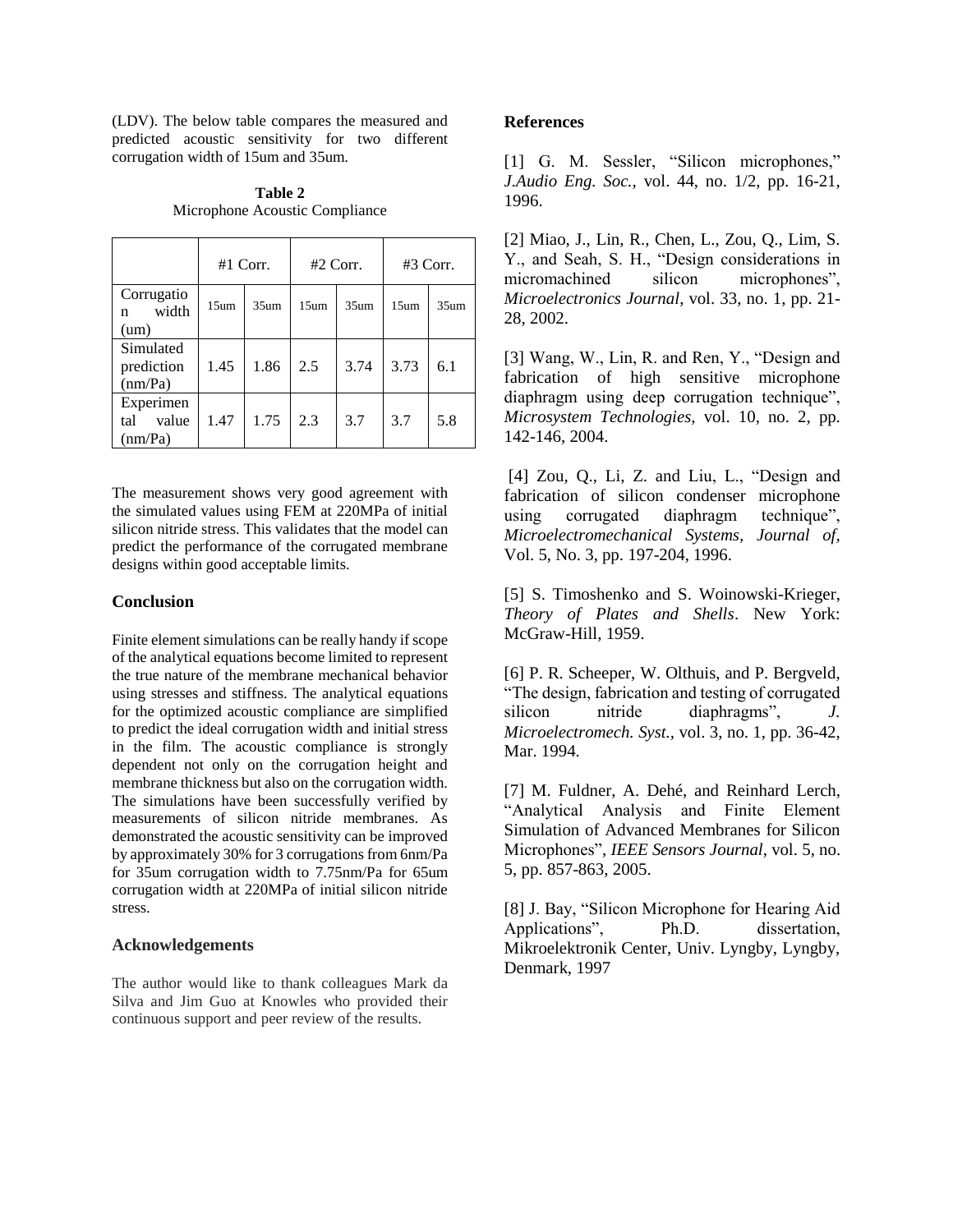(LDV). The below table compares the measured and predicted acoustic sensitivity for two different corrugation width of 15um and 35um.

**Table 2**
Microphone Acoustic Compliance

| | #1 Corr. | | #2 Corr. | | #3 Corr. | |
|---|---|---|---|---|---|---|
| Corrugation width (um) | 15um | 35um | 15um | 35um | 15um | 35um |
| Simulated prediction (nm/Pa) | 1.45 | 1.86 | 2.5 | 3.74 | 3.73 | 6.1 |
| Experimental value (nm/Pa) | 1.47 | 1.75 | 2.3 | 3.7 | 3.7 | 5.8 |

The measurement shows very good agreement with the simulated values using FEM at 220MPa of initial silicon nitride stress. This validates that the model can predict the performance of the corrugated membrane designs within good acceptable limits.

## Conclusion

Finite element simulations can be really handy if scope of the analytical equations become limited to represent the true nature of the membrane mechanical behavior using stresses and stiffness. The analytical equations for the optimized acoustic compliance are simplified to predict the ideal corrugation width and initial stress in the film. The acoustic compliance is strongly dependent not only on the corrugation height and membrane thickness but also on the corrugation width. The simulations have been successfully verified by measurements of silicon nitride membranes. As demonstrated the acoustic sensitivity can be improved by approximately 30% for 3 corrugations from 6nm/Pa for 35um corrugation width to 7.75nm/Pa for 65um corrugation width at 220MPa of initial silicon nitride stress.

## Acknowledgements

The author would like to thank colleagues Mark da Silva and Jim Guo at Knowles who provided their continuous support and peer review of the results.

## References

[1] G. M. Sessler, "Silicon microphones," *J.Audio Eng. Soc.*, vol. 44, no. 1/2, pp. 16-21, 1996.

[2] Miao, J., Lin, R., Chen, L., Zou, Q., Lim, S. Y., and Seah, S. H., "Design considerations in micromachined silicon microphones", *Microelectronics Journal*, vol. 33, no. 1, pp. 21-28, 2002.

[3] Wang, W., Lin, R. and Ren, Y., "Design and fabrication of high sensitive microphone diaphragm using deep corrugation technique", *Microsystem Technologies*, vol. 10, no. 2, pp. 142-146, 2004.

[4] Zou, Q., Li, Z. and Liu, L., "Design and fabrication of silicon condenser microphone using corrugated diaphragm technique", *Microelectromechanical Systems, Journal of*, Vol. 5, No. 3, pp. 197-204, 1996.

[5] S. Timoshenko and S. Woinowski-Krieger, *Theory of Plates and Shells*. New York: McGraw-Hill, 1959.

[6] P. R. Scheeper, W. Olthuis, and P. Bergveld, "The design, fabrication and testing of corrugated silicon nitride diaphragms", *J. Microelectromech. Syst.*, vol. 3, no. 1, pp. 36-42, Mar. 1994.

[7] M. Fuldner, A. Dehé, and Reinhard Lerch, "Analytical Analysis and Finite Element Simulation of Advanced Membranes for Silicon Microphones", *IEEE Sensors Journal*, vol. 5, no. 5, pp. 857-863, 2005.

[8] J. Bay, "Silicon Microphone for Hearing Aid Applications", Ph.D. dissertation, Mikroelektronik Center, Univ. Lyngby, Lyngby, Denmark, 1997